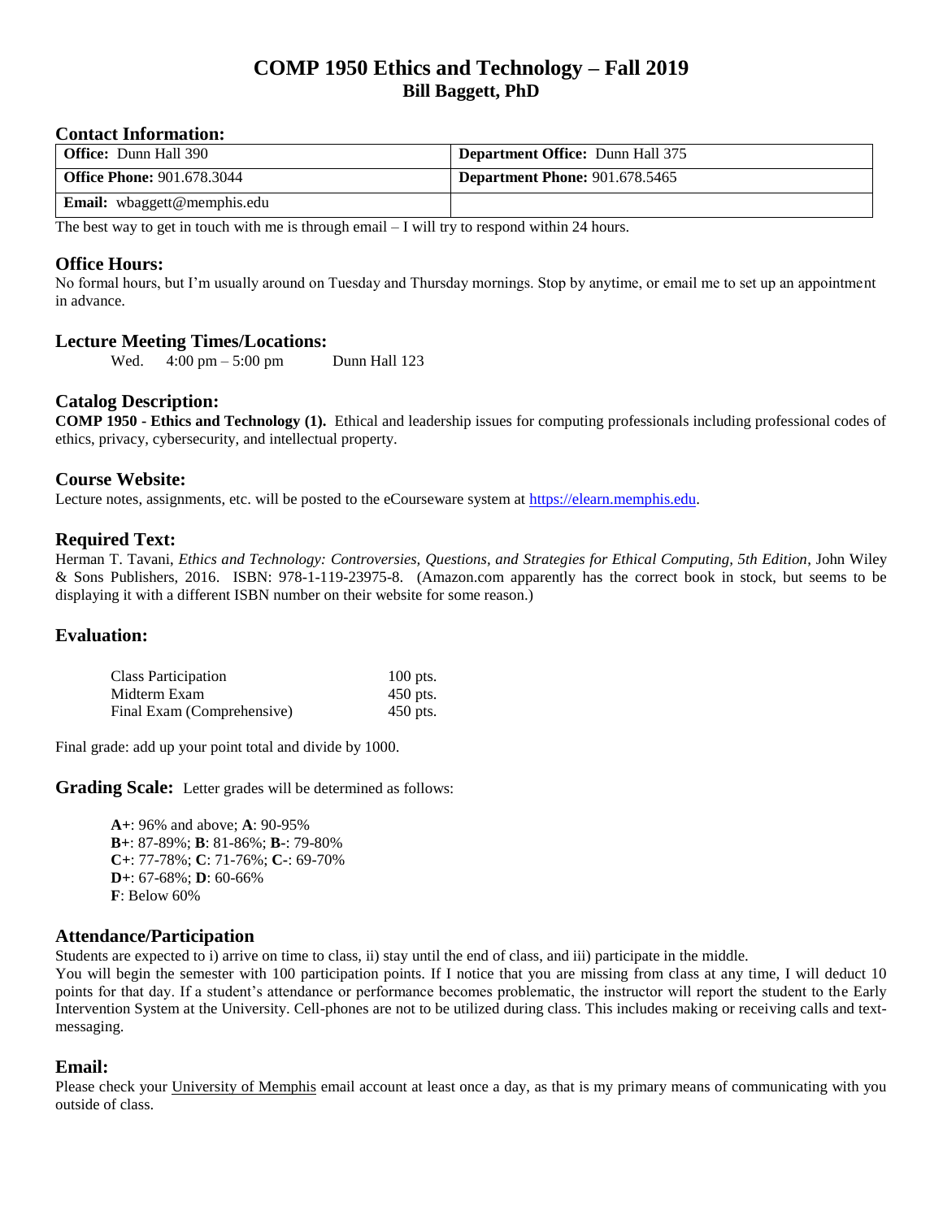# COMP 1950 Ethics and Technology – Fall 2019

## Bill Baggett, PhD

### Contact Information:

| **Office:** Dunn Hall 390 | **Department Office:** Dunn Hall 375 |
| --- | --- |
| **Office Phone:** 901.678.3044 | **Department Phone:** 901.678.5465 |
| **Email:** wbaggett@memphis.edu | |

The best way to get in touch with me is through email – I will try to respond within 24 hours.

### Office Hours:

No formal hours, but I'm usually around on Tuesday and Thursday mornings. Stop by anytime, or email me to set up an appointment in advance.

### Lecture Meeting Times/Locations:

Wed. 4:00 pm – 5:00 pm Dunn Hall 123

### Catalog Description:

**COMP 1950 - Ethics and Technology (1).** Ethical and leadership issues for computing professionals including professional codes of ethics, privacy, cybersecurity, and intellectual property.

### Course Website:

Lecture notes, assignments, etc. will be posted to the eCourseware system at https://elearn.memphis.edu.

### Required Text:

Herman T. Tavani, *Ethics and Technology: Controversies, Questions, and Strategies for Ethical Computing, 5th Edition*, John Wiley & Sons Publishers, 2016. ISBN: 978-1-119-23975-8. (Amazon.com apparently has the correct book in stock, but seems to be displaying it with a different ISBN number on their website for some reason.)

### Evaluation:

| | |
| --- | --- |
| Class Participation | 100 pts. |
| Midterm Exam | 450 pts. |
| Final Exam (Comprehensive) | 450 pts. |

Final grade: add up your point total and divide by 1000.

### Grading Scale:

Letter grades will be determined as follows:

**A+**: 96% and above; **A**: 90-95%
**B+**: 87-89%; **B**: 81-86%; **B-**: 79-80%
**C+**: 77-78%; **C**: 71-76%; **C-**: 69-70%
**D+**: 67-68%; **D**: 60-66%
**F**: Below 60%

### Attendance/Participation

Students are expected to i) arrive on time to class, ii) stay until the end of class, and iii) participate in the middle.
You will begin the semester with 100 participation points. If I notice that you are missing from class at any time, I will deduct 10 points for that day. If a student's attendance or performance becomes problematic, the instructor will report the student to the Early Intervention System at the University. Cell-phones are not to be utilized during class. This includes making or receiving calls and text-messaging.

### Email:

Please check your University of Memphis email account at least once a day, as that is my primary means of communicating with you outside of class.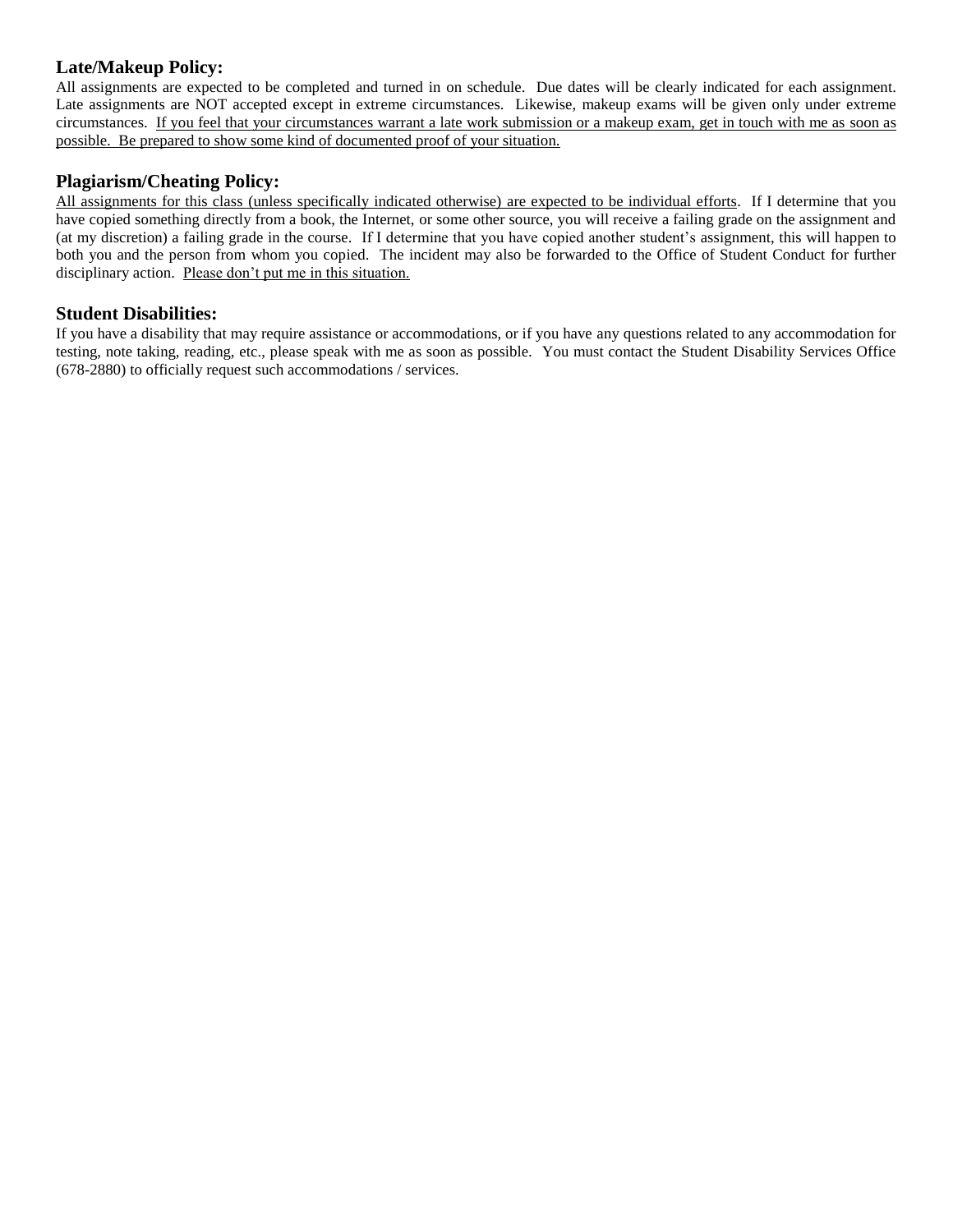### Late/Makeup Policy:

All assignments are expected to be completed and turned in on schedule. Due dates will be clearly indicated for each assignment. Late assignments are NOT accepted except in extreme circumstances. Likewise, makeup exams will be given only under extreme circumstances. <u>If you feel that your circumstances warrant a late work submission or a makeup exam, get in touch with me as soon as possible. Be prepared to show some kind of documented proof of your situation.</u>

### Plagiarism/Cheating Policy:

<u>All assignments for this class (unless specifically indicated otherwise) are expected to be individual efforts</u>. If I determine that you have copied something directly from a book, the Internet, or some other source, you will receive a failing grade on the assignment and (at my discretion) a failing grade in the course. If I determine that you have copied another student's assignment, this will happen to both you and the person from whom you copied. The incident may also be forwarded to the Office of Student Conduct for further disciplinary action. <u>Please don't put me in this situation.</u>

### Student Disabilities:

If you have a disability that may require assistance or accommodations, or if you have any questions related to any accommodation for testing, note taking, reading, etc., please speak with me as soon as possible. You must contact the Student Disability Services Office (678-2880) to officially request such accommodations / services.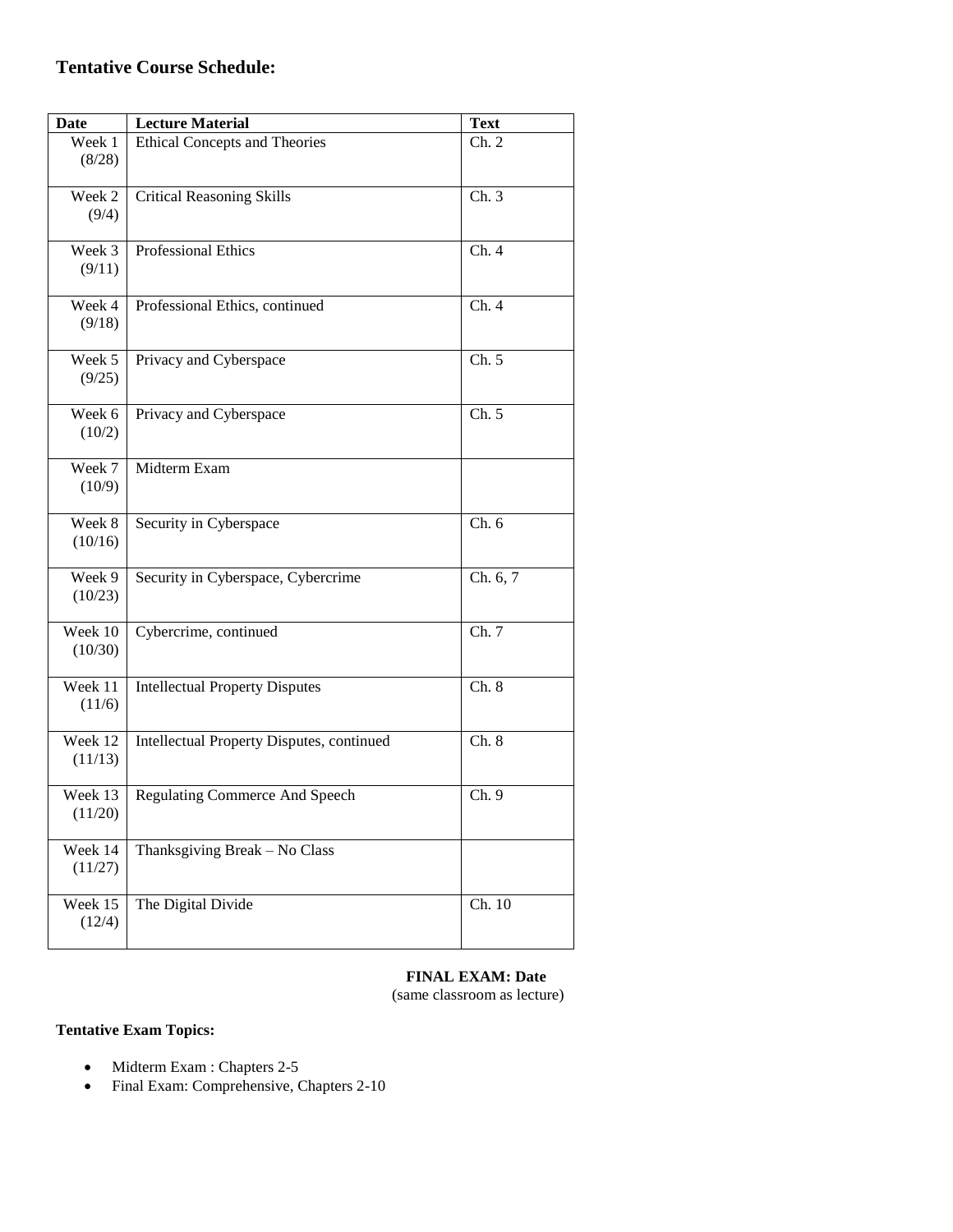## Tentative Course Schedule:

| Date | Lecture Material | Text |
|---|---|---|
| Week 1 (8/28) | Ethical Concepts and Theories | Ch. 2 |
| Week 2 (9/4) | Critical Reasoning Skills | Ch. 3 |
| Week 3 (9/11) | Professional Ethics | Ch. 4 |
| Week 4 (9/18) | Professional Ethics, continued | Ch. 4 |
| Week 5 (9/25) | Privacy and Cyberspace | Ch. 5 |
| Week 6 (10/2) | Privacy and Cyberspace | Ch. 5 |
| Week 7 (10/9) | Midterm Exam | |
| Week 8 (10/16) | Security in Cyberspace | Ch. 6 |
| Week 9 (10/23) | Security in Cyberspace, Cybercrime | Ch. 6, 7 |
| Week 10 (10/30) | Cybercrime, continued | Ch. 7 |
| Week 11 (11/6) | Intellectual Property Disputes | Ch. 8 |
| Week 12 (11/13) | Intellectual Property Disputes, continued | Ch. 8 |
| Week 13 (11/20) | Regulating Commerce And Speech | Ch. 9 |
| Week 14 (11/27) | Thanksgiving Break – No Class | |
| Week 15 (12/4) | The Digital Divide | Ch. 10 |

**FINAL EXAM: Date**
(same classroom as lecture)

**Tentative Exam Topics:**

- Midterm Exam : Chapters 2-5
- Final Exam: Comprehensive, Chapters 2-10